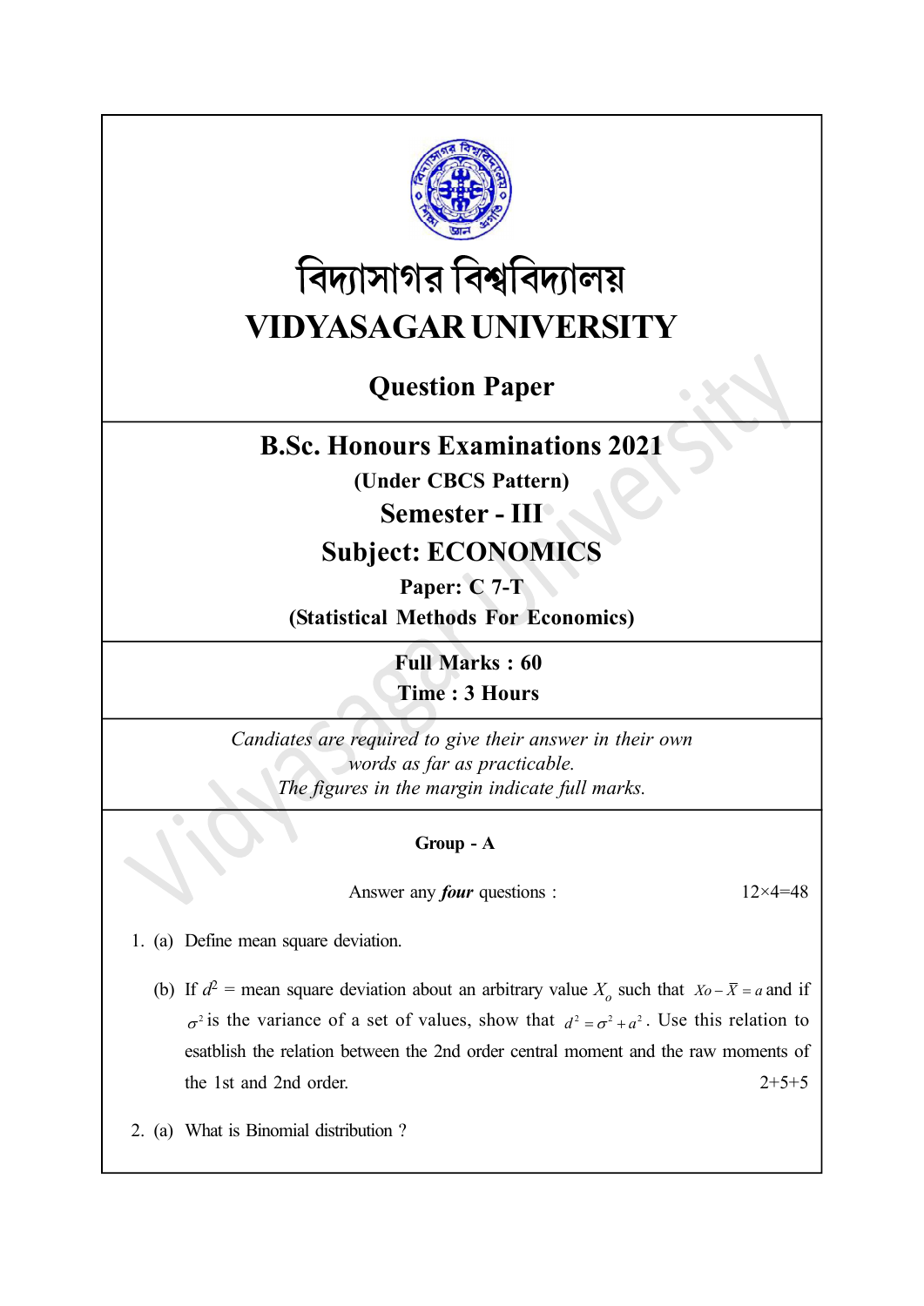# বিদ্যাসাগর বিশ্ববিদ্যালয়

# VIDYASAGAR UNIVERSITY

## Question Paper

## B.Sc. Honours Examinations 2021

**(Under CBCS Pattern)**

## Semester - III

## Subject: ECONOMICS

**Paper: C 7-T**

**(Statistical Methods For Economics)**

**Full Marks : 60**

**Time : 3 Hours**

*Candiates are required to give their answer in their own words as far as practicable.*

*The figures in the margin indicate full marks.*

### Group - A

Answer any ***four*** questions : 12×4=48

1. (a) Define mean square deviation.

   (b) If $d^2$ = mean square deviation about an arbitrary value $X_o$ such that $Xo - \bar{X} = a$ and if $\sigma^2$ is the variance of a set of values, show that $d^2 = \sigma^2 + a^2$. Use this relation to esatblish the relation between the 2nd order central moment and the raw moments of the 1st and 2nd order. 2+5+5

2. (a) What is Binomial distribution ?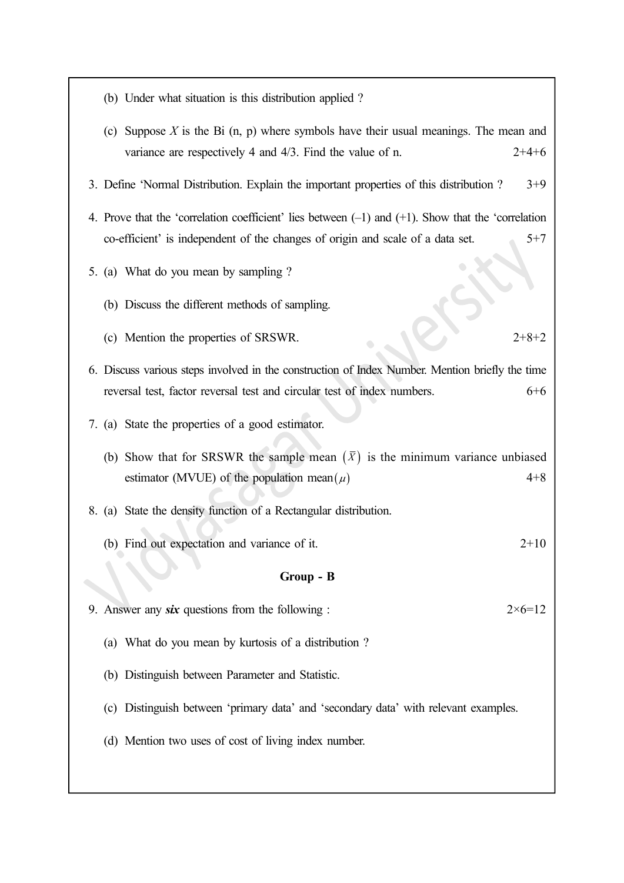(b) Under what situation is this distribution applied ?

(c) Suppose $X$ is the Bi (n, p) where symbols have their usual meanings. The mean and variance are respectively 4 and 4/3. Find the value of n. 2+4+6

3. Define 'Normal Distribution. Explain the important properties of this distribution ? 3+9

4. Prove that the 'correlation coefficient' lies between (–1) and (+1). Show that the 'correlation co-efficient' is independent of the changes of origin and scale of a data set. 5+7

5. (a) What do you mean by sampling ?

   (b) Discuss the different methods of sampling.

   (c) Mention the properties of SRSWR. 2+8+2

6. Discuss various steps involved in the construction of Index Number. Mention briefly the time reversal test, factor reversal test and circular test of index numbers. 6+6

7. (a) State the properties of a good estimator.

   (b) Show that for SRSWR the sample mean $(\bar{X})$ is the minimum variance unbiased estimator (MVUE) of the population mean $(\mu)$ 4+8

8. (a) State the density function of a Rectangular distribution.

   (b) Find out expectation and variance of it. 2+10

**Group - B**

9. Answer any ***six*** questions from the following : 2×6=12

   (a) What do you mean by kurtosis of a distribution ?

   (b) Distinguish between Parameter and Statistic.

   (c) Distinguish between 'primary data' and 'secondary data' with relevant examples.

   (d) Mention two uses of cost of living index number.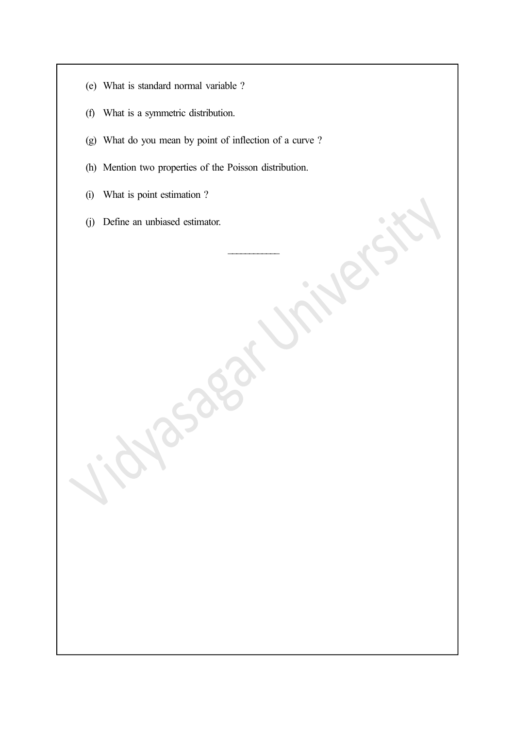(e) What is standard normal variable ?

(f) What is a symmetric distribution.

(g) What do you mean by point of inflection of a curve ?

(h) Mention two properties of the Poisson distribution.

(i) What is point estimation ?

(j) Define an unbiased estimator.

———————